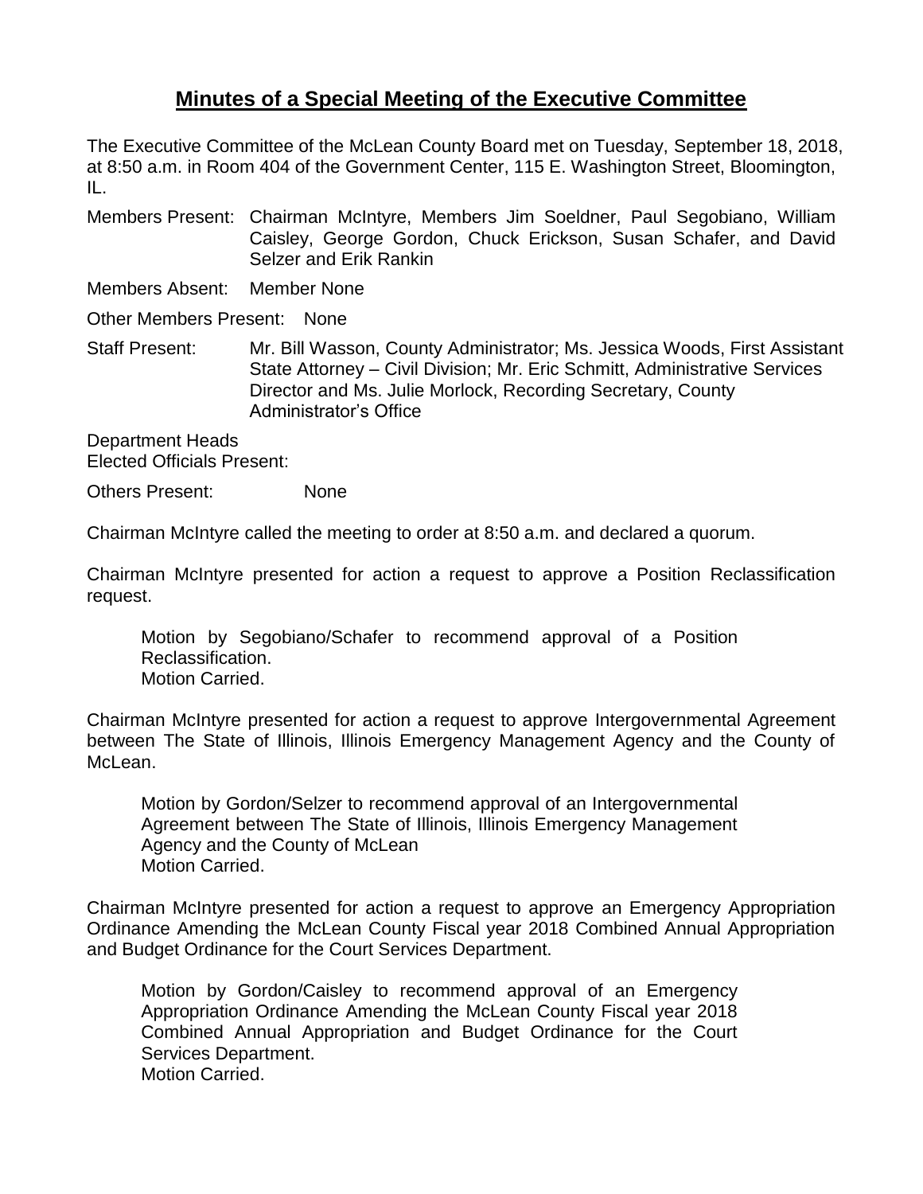## Minutes of a Special Meeting of the Executive Committee

The Executive Committee of the McLean County Board met on Tuesday, September 18, 2018, at 8:50 a.m. in Room 404 of the Government Center, 115 E. Washington Street, Bloomington, IL.

Members Present: Chairman McIntyre, Members Jim Soeldner, Paul Segobiano, William Caisley, George Gordon, Chuck Erickson, Susan Schafer, and David Selzer and Erik Rankin

Members Absent: Member None

Other Members Present: None

Staff Present: Mr. Bill Wasson, County Administrator; Ms. Jessica Woods, First Assistant State Attorney – Civil Division; Mr. Eric Schmitt, Administrative Services Director and Ms. Julie Morlock, Recording Secretary, County Administrator's Office

Department Heads
Elected Officials Present:

Others Present: None

Chairman McIntyre called the meeting to order at 8:50 a.m. and declared a quorum.

Chairman McIntyre presented for action a request to approve a Position Reclassification request.

> Motion by Segobiano/Schafer to recommend approval of a Position Reclassification.
> Motion Carried.

Chairman McIntyre presented for action a request to approve Intergovernmental Agreement between The State of Illinois, Illinois Emergency Management Agency and the County of McLean.

> Motion by Gordon/Selzer to recommend approval of an Intergovernmental Agreement between The State of Illinois, Illinois Emergency Management Agency and the County of McLean
> Motion Carried.

Chairman McIntyre presented for action a request to approve an Emergency Appropriation Ordinance Amending the McLean County Fiscal year 2018 Combined Annual Appropriation and Budget Ordinance for the Court Services Department.

> Motion by Gordon/Caisley to recommend approval of an Emergency Appropriation Ordinance Amending the McLean County Fiscal year 2018 Combined Annual Appropriation and Budget Ordinance for the Court Services Department.
> Motion Carried.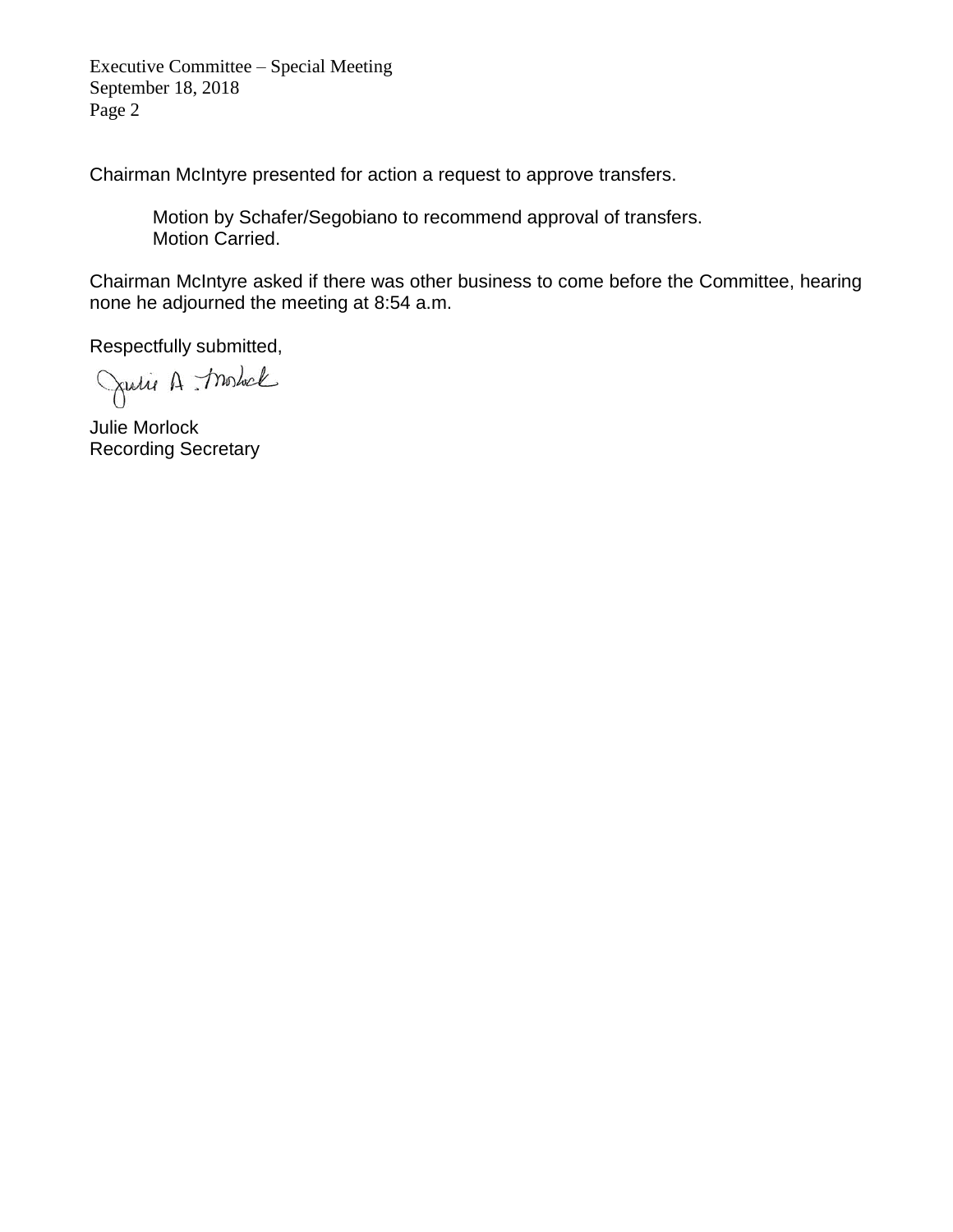Chairman McIntyre presented for action a request to approve transfers.

> Motion by Schafer/Segobiano to recommend approval of transfers.
> Motion Carried.

Chairman McIntyre asked if there was other business to come before the Committee, hearing none he adjourned the meeting at 8:54 a.m.

Respectfully submitted,

Julie A. Morlock

Julie Morlock
Recording Secretary